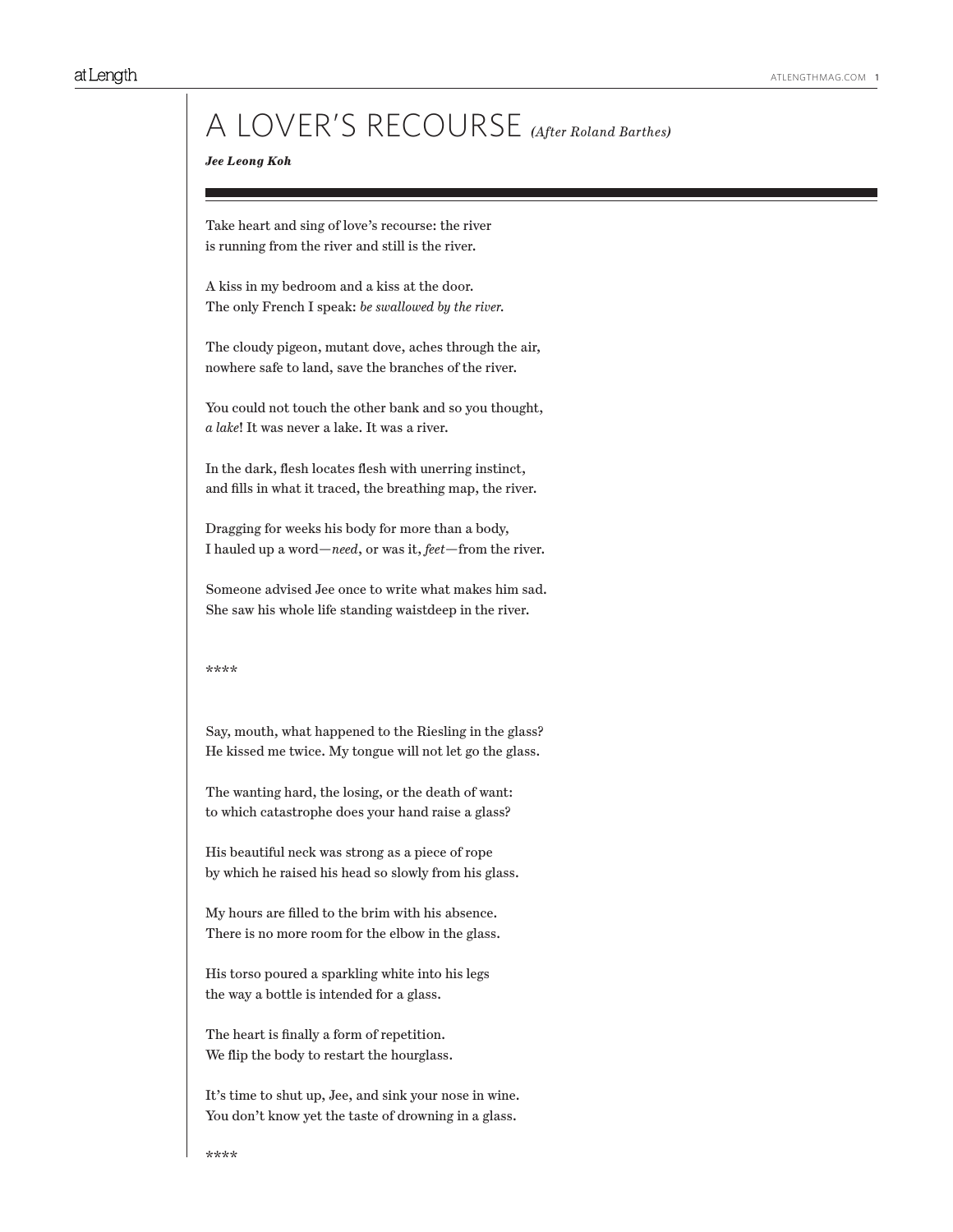# A LOVER'S RECOURSE *(After Roland Barthes)*

***Jee Leong Koh***

---

Take heart and sing of love's recourse: the river
is running from the river and still is the river.

A kiss in my bedroom and a kiss at the door.
The only French I speak: *be swallowed by the river.*

The cloudy pigeon, mutant dove, aches through the air,
nowhere safe to land, save the branches of the river.

You could not touch the other bank and so you thought,
*a lake*! It was never a lake. It was a river.

In the dark, flesh locates flesh with unerring instinct,
and fills in what it traced, the breathing map, the river.

Dragging for weeks his body for more than a body,
I hauled up a word—*need*, or was it, *feet*—from the river.

Someone advised Jee once to write what makes him sad.
She saw his whole life standing waistdeep in the river.

****

Say, mouth, what happened to the Riesling in the glass?
He kissed me twice. My tongue will not let go the glass.

The wanting hard, the losing, or the death of want:
to which catastrophe does your hand raise a glass?

His beautiful neck was strong as a piece of rope
by which he raised his head so slowly from his glass.

My hours are filled to the brim with his absence.
There is no more room for the elbow in the glass.

His torso poured a sparkling white into his legs
the way a bottle is intended for a glass.

The heart is finally a form of repetition.
We flip the body to restart the hourglass.

It's time to shut up, Jee, and sink your nose in wine.
You don't know yet the taste of drowning in a glass.

****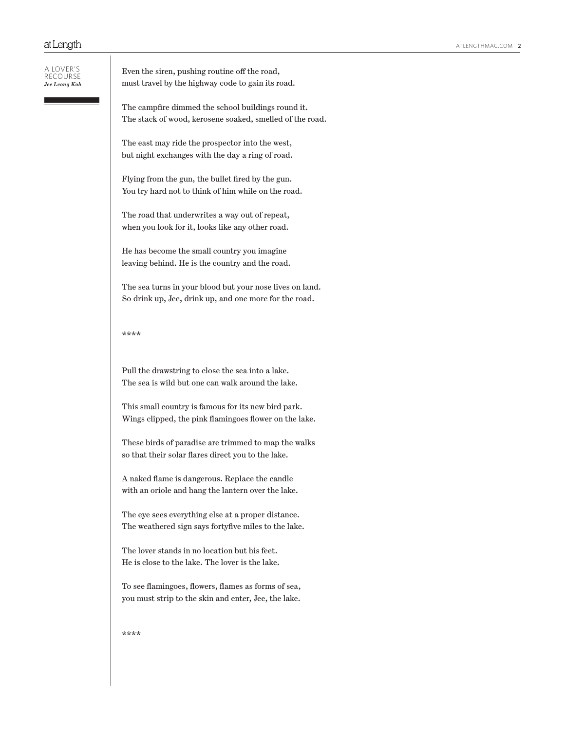Even the siren, pushing routine off the road,
must travel by the highway code to gain its road.

The campfire dimmed the school buildings round it.
The stack of wood, kerosene soaked, smelled of the road.

The east may ride the prospector into the west,
but night exchanges with the day a ring of road.

Flying from the gun, the bullet fired by the gun.
You try hard not to think of him while on the road.

The road that underwrites a way out of repeat,
when you look for it, looks like any other road.

He has become the small country you imagine
leaving behind. He is the country and the road.

The sea turns in your blood but your nose lives on land.
So drink up, Jee, drink up, and one more for the road.

****

Pull the drawstring to close the sea into a lake.
The sea is wild but one can walk around the lake.

This small country is famous for its new bird park.
Wings clipped, the pink flamingoes flower on the lake.

These birds of paradise are trimmed to map the walks
so that their solar flares direct you to the lake.

A naked flame is dangerous. Replace the candle
with an oriole and hang the lantern over the lake.

The eye sees everything else at a proper distance.
The weathered sign says fortyfive miles to the lake.

The lover stands in no location but his feet.
He is close to the lake. The lover is the lake.

To see flamingoes, flowers, flames as forms of sea,
you must strip to the skin and enter, Jee, the lake.

****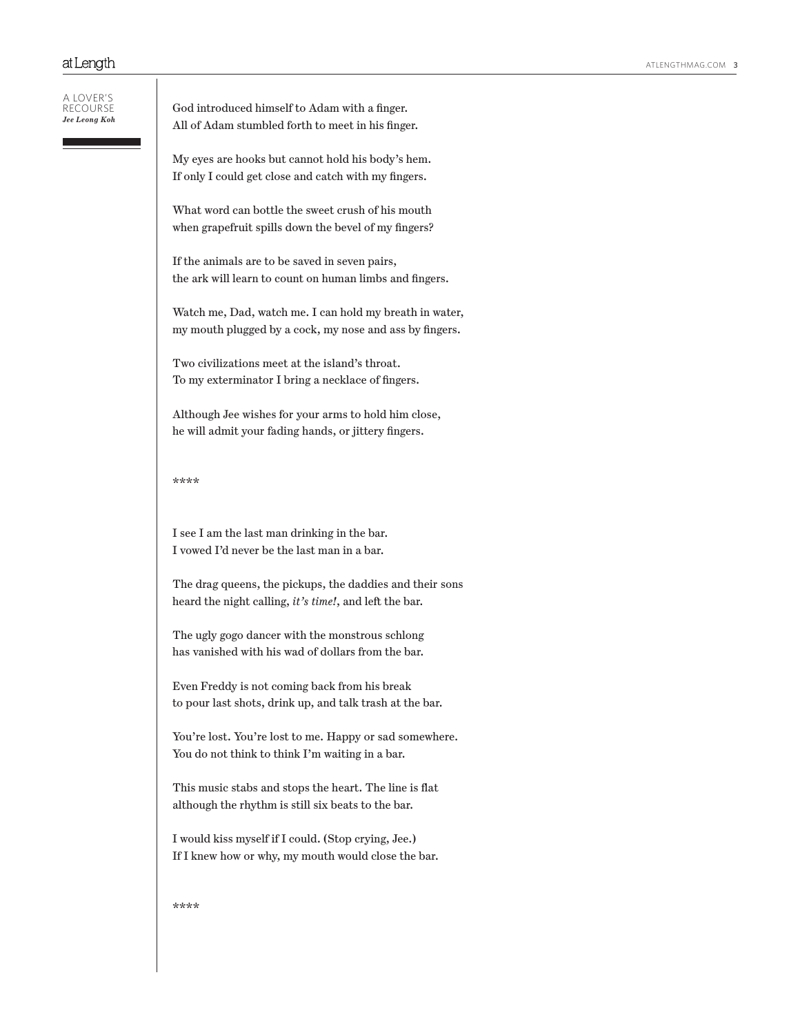A LOVER'S RECOURSE

***Jee Leong Koh***

God introduced himself to Adam with a finger.  
All of Adam stumbled forth to meet in his finger.

My eyes are hooks but cannot hold his body's hem.  
If only I could get close and catch with my fingers.

What word can bottle the sweet crush of his mouth  
when grapefruit spills down the bevel of my fingers?

If the animals are to be saved in seven pairs,  
the ark will learn to count on human limbs and fingers.

Watch me, Dad, watch me. I can hold my breath in water,  
my mouth plugged by a cock, my nose and ass by fingers.

Two civilizations meet at the island's throat.  
To my exterminator I bring a necklace of fingers.

Although Jee wishes for your arms to hold him close,  
he will admit your fading hands, or jittery fingers.

****

I see I am the last man drinking in the bar.  
I vowed I'd never be the last man in a bar.

The drag queens, the pickups, the daddies and their sons  
heard the night calling, *it's time!*, and left the bar.

The ugly gogo dancer with the monstrous schlong  
has vanished with his wad of dollars from the bar.

Even Freddy is not coming back from his break  
to pour last shots, drink up, and talk trash at the bar.

You're lost. You're lost to me. Happy or sad somewhere.  
You do not think to think I'm waiting in a bar.

This music stabs and stops the heart. The line is flat  
although the rhythm is still six beats to the bar.

I would kiss myself if I could. (Stop crying, Jee.)  
If I knew how or why, my mouth would close the bar.

****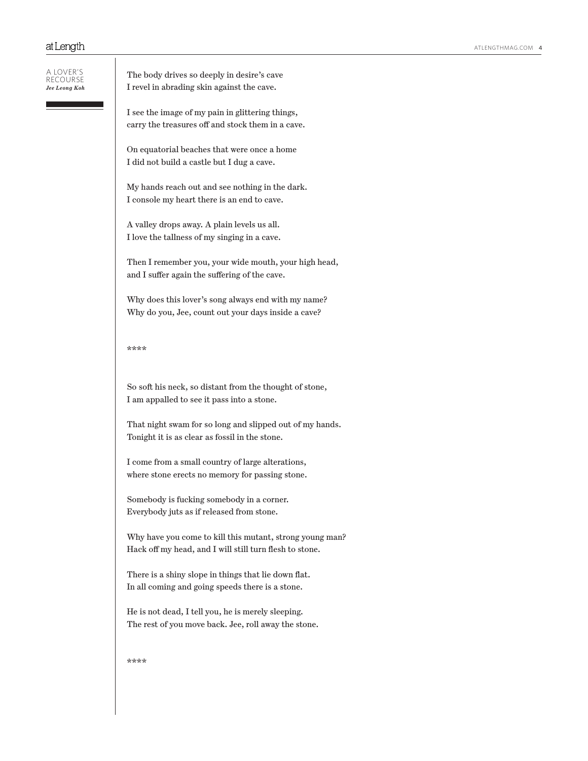A LOVER'S RECOURSE

*Jee Leong Koh*

The body drives so deeply in desire's cave
I revel in abrading skin against the cave.

I see the image of my pain in glittering things,
carry the treasures off and stock them in a cave.

On equatorial beaches that were once a home
I did not build a castle but I dug a cave.

My hands reach out and see nothing in the dark.
I console my heart there is an end to cave.

A valley drops away. A plain levels us all.
I love the tallness of my singing in a cave.

Then I remember you, your wide mouth, your high head,
and I suffer again the suffering of the cave.

Why does this lover's song always end with my name?
Why do you, Jee, count out your days inside a cave?

****

So soft his neck, so distant from the thought of stone,
I am appalled to see it pass into a stone.

That night swam for so long and slipped out of my hands.
Tonight it is as clear as fossil in the stone.

I come from a small country of large alterations,
where stone erects no memory for passing stone.

Somebody is fucking somebody in a corner.
Everybody juts as if released from stone.

Why have you come to kill this mutant, strong young man?
Hack off my head, and I will still turn flesh to stone.

There is a shiny slope in things that lie down flat.
In all coming and going speeds there is a stone.

He is not dead, I tell you, he is merely sleeping.
The rest of you move back. Jee, roll away the stone.

****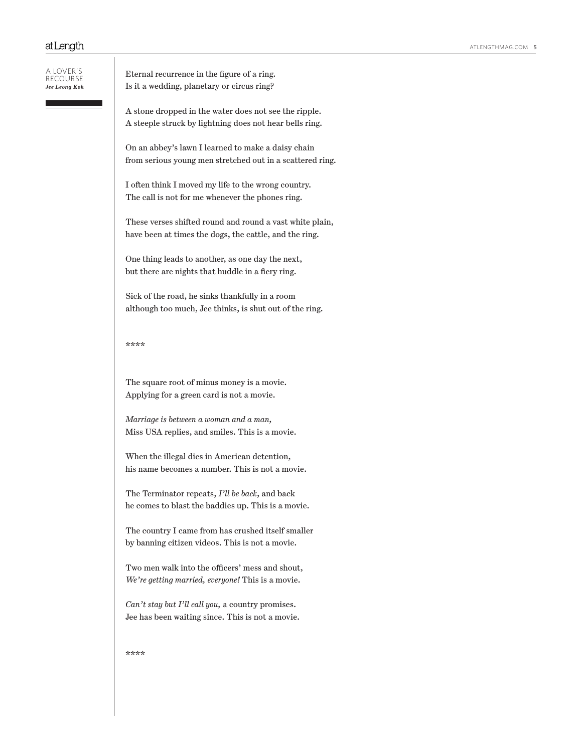Eternal recurrence in the figure of a ring.
Is it a wedding, planetary or circus ring?

A stone dropped in the water does not see the ripple.
A steeple struck by lightning does not hear bells ring.

On an abbey's lawn I learned to make a daisy chain
from serious young men stretched out in a scattered ring.

I often think I moved my life to the wrong country.
The call is not for me whenever the phones ring.

These verses shifted round and round a vast white plain,
have been at times the dogs, the cattle, and the ring.

One thing leads to another, as one day the next,
but there are nights that huddle in a fiery ring.

Sick of the road, he sinks thankfully in a room
although too much, Jee thinks, is shut out of the ring.

\*\*\*\*

The square root of minus money is a movie.
Applying for a green card is not a movie.

*Marriage is between a woman and a man,*
Miss USA replies, and smiles. This is a movie.

When the illegal dies in American detention,
his name becomes a number. This is not a movie.

The Terminator repeats, *I'll be back*, and back
he comes to blast the baddies up. This is a movie.

The country I came from has crushed itself smaller
by banning citizen videos. This is not a movie.

Two men walk into the officers' mess and shout,
*We're getting married, everyone!* This is a movie.

*Can't stay but I'll call you,* a country promises.
Jee has been waiting since. This is not a movie.

\*\*\*\*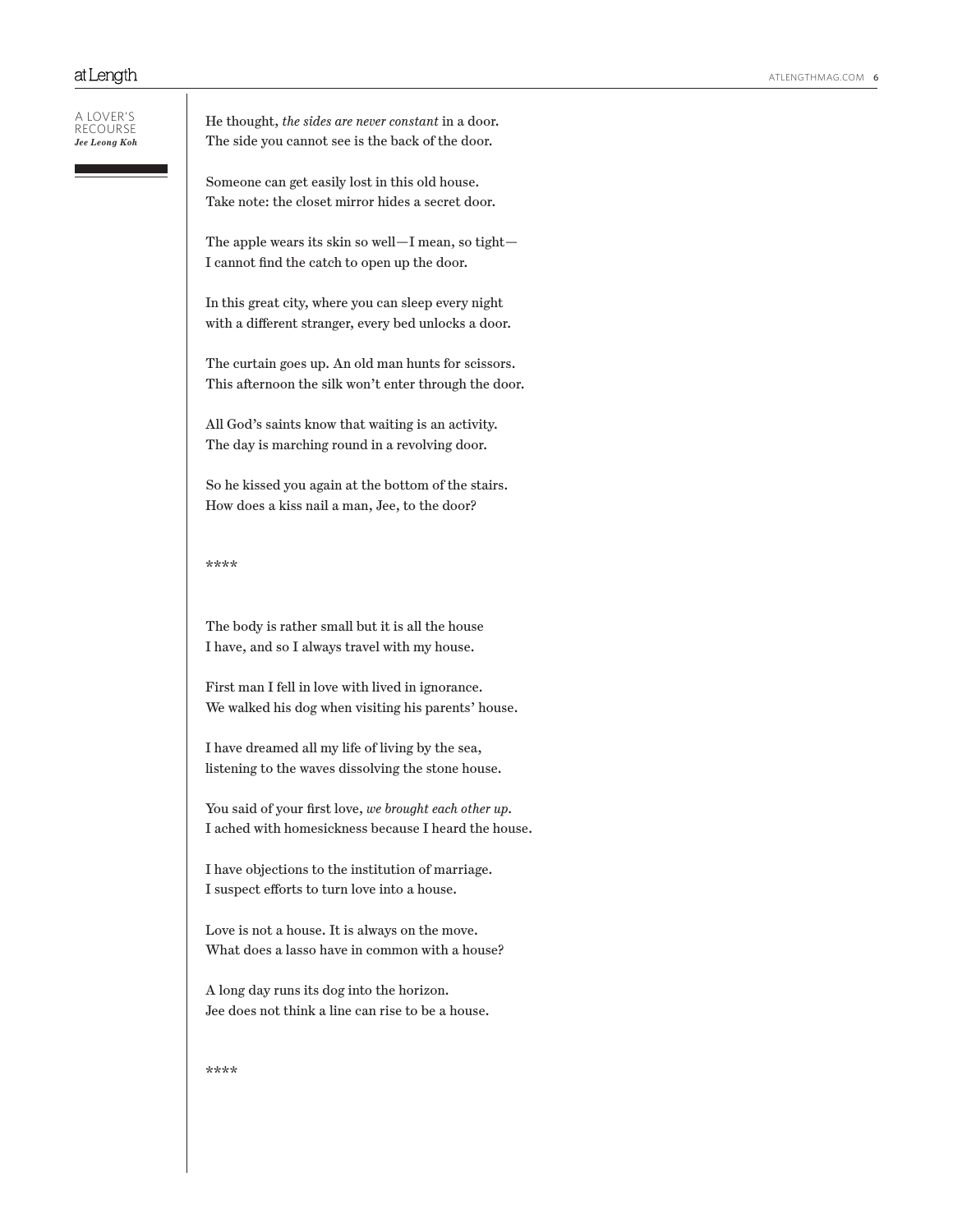He thought, *the sides are never constant* in a door.
The side you cannot see is the back of the door.

Someone can get easily lost in this old house.
Take note: the closet mirror hides a secret door.

The apple wears its skin so well—I mean, so tight—
I cannot find the catch to open up the door.

In this great city, where you can sleep every night
with a different stranger, every bed unlocks a door.

The curtain goes up. An old man hunts for scissors.
This afternoon the silk won't enter through the door.

All God's saints know that waiting is an activity.
The day is marching round in a revolving door.

So he kissed you again at the bottom of the stairs.
How does a kiss nail a man, Jee, to the door?

****

The body is rather small but it is all the house
I have, and so I always travel with my house.

First man I fell in love with lived in ignorance.
We walked his dog when visiting his parents' house.

I have dreamed all my life of living by the sea,
listening to the waves dissolving the stone house.

You said of your first love, *we brought each other up.*
I ached with homesickness because I heard the house.

I have objections to the institution of marriage.
I suspect efforts to turn love into a house.

Love is not a house. It is always on the move.
What does a lasso have in common with a house?

A long day runs its dog into the horizon.
Jee does not think a line can rise to be a house.

****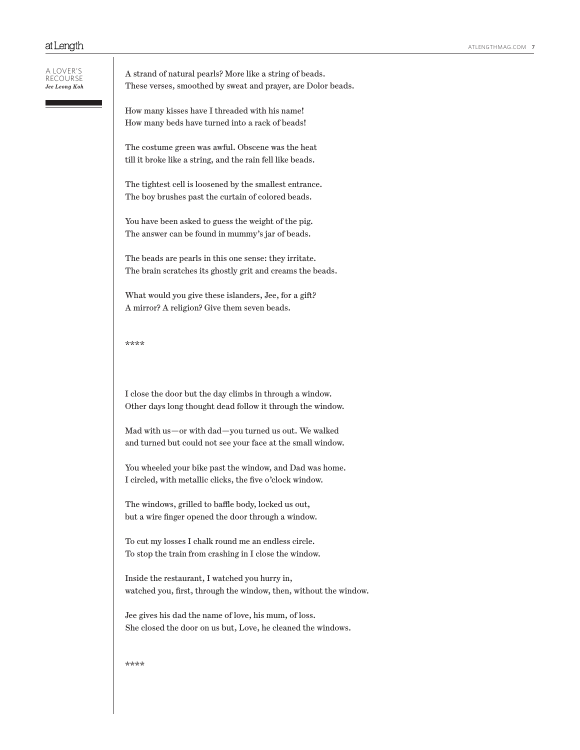A LOVER'S RECOURSE
***Jee Leong Koh***

A strand of natural pearls? More like a string of beads.
These verses, smoothed by sweat and prayer, are Dolor beads.

How many kisses have I threaded with his name!
How many beds have turned into a rack of beads!

The costume green was awful. Obscene was the heat
till it broke like a string, and the rain fell like beads.

The tightest cell is loosened by the smallest entrance.
The boy brushes past the curtain of colored beads.

You have been asked to guess the weight of the pig.
The answer can be found in mummy's jar of beads.

The beads are pearls in this one sense: they irritate.
The brain scratches its ghostly grit and creams the beads.

What would you give these islanders, Jee, for a gift?
A mirror? A religion? Give them seven beads.

****

I close the door but the day climbs in through a window.
Other days long thought dead follow it through the window.

Mad with us—or with dad—you turned us out. We walked
and turned but could not see your face at the small window.

You wheeled your bike past the window, and Dad was home.
I circled, with metallic clicks, the five o'clock window.

The windows, grilled to baffle body, locked us out,
but a wire finger opened the door through a window.

To cut my losses I chalk round me an endless circle.
To stop the train from crashing in I close the window.

Inside the restaurant, I watched you hurry in,
watched you, first, through the window, then, without the window.

Jee gives his dad the name of love, his mum, of loss.
She closed the door on us but, Love, he cleaned the windows.

****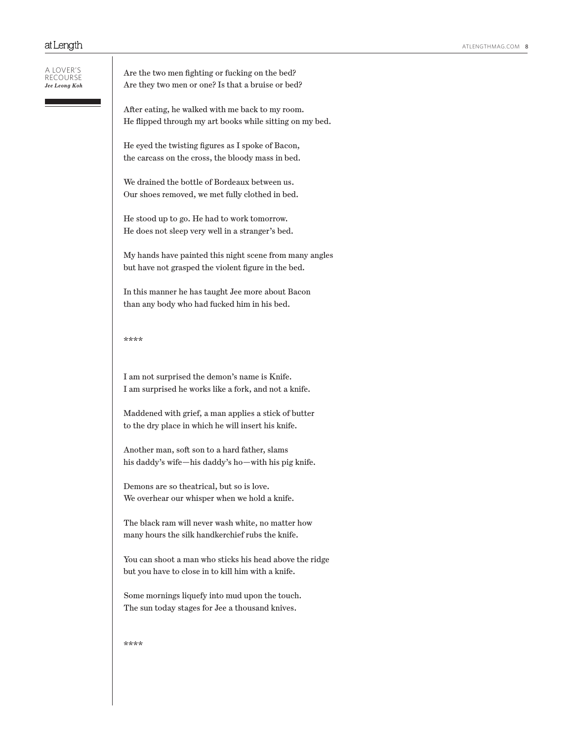A LOVER'S RECOURSE
*Jee Leong Koh*

Are the two men fighting or fucking on the bed?
Are they two men or one? Is that a bruise or bed?

After eating, he walked with me back to my room.
He flipped through my art books while sitting on my bed.

He eyed the twisting figures as I spoke of Bacon,
the carcass on the cross, the bloody mass in bed.

We drained the bottle of Bordeaux between us.
Our shoes removed, we met fully clothed in bed.

He stood up to go. He had to work tomorrow.
He does not sleep very well in a stranger's bed.

My hands have painted this night scene from many angles
but have not grasped the violent figure in the bed.

In this manner he has taught Jee more about Bacon
than any body who had fucked him in his bed.

****

I am not surprised the demon's name is Knife.
I am surprised he works like a fork, and not a knife.

Maddened with grief, a man applies a stick of butter
to the dry place in which he will insert his knife.

Another man, soft son to a hard father, slams
his daddy's wife—his daddy's ho—with his pig knife.

Demons are so theatrical, but so is love.
We overhear our whisper when we hold a knife.

The black ram will never wash white, no matter how
many hours the silk handkerchief rubs the knife.

You can shoot a man who sticks his head above the ridge
but you have to close in to kill him with a knife.

Some mornings liquefy into mud upon the touch.
The sun today stages for Jee a thousand knives.

****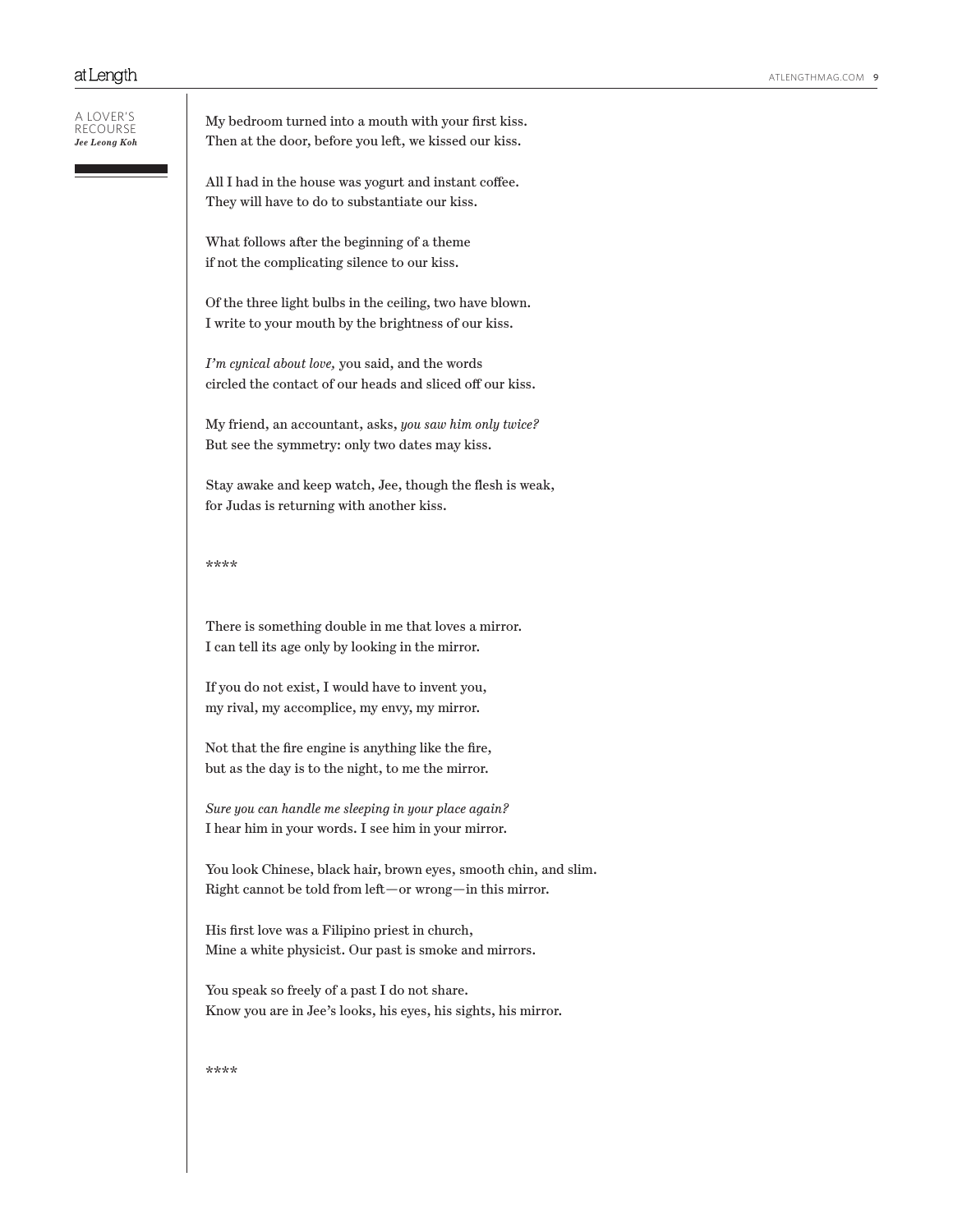## A LOVER'S RECOURSE

***Jee Leong Koh***

My bedroom turned into a mouth with your first kiss.
Then at the door, before you left, we kissed our kiss.

All I had in the house was yogurt and instant coffee.
They will have to do to substantiate our kiss.

What follows after the beginning of a theme
if not the complicating silence to our kiss.

Of the three light bulbs in the ceiling, two have blown.
I write to your mouth by the brightness of our kiss.

*I'm cynical about love,* you said, and the words
circled the contact of our heads and sliced off our kiss.

My friend, an accountant, asks, *you saw him only twice?*
But see the symmetry: only two dates may kiss.

Stay awake and keep watch, Jee, though the flesh is weak,
for Judas is returning with another kiss.

****

There is something double in me that loves a mirror.
I can tell its age only by looking in the mirror.

If you do not exist, I would have to invent you,
my rival, my accomplice, my envy, my mirror.

Not that the fire engine is anything like the fire,
but as the day is to the night, to me the mirror.

*Sure you can handle me sleeping in your place again?*
I hear him in your words. I see him in your mirror.

You look Chinese, black hair, brown eyes, smooth chin, and slim.
Right cannot be told from left—or wrong—in this mirror.

His first love was a Filipino priest in church,
Mine a white physicist. Our past is smoke and mirrors.

You speak so freely of a past I do not share.
Know you are in Jee's looks, his eyes, his sights, his mirror.

****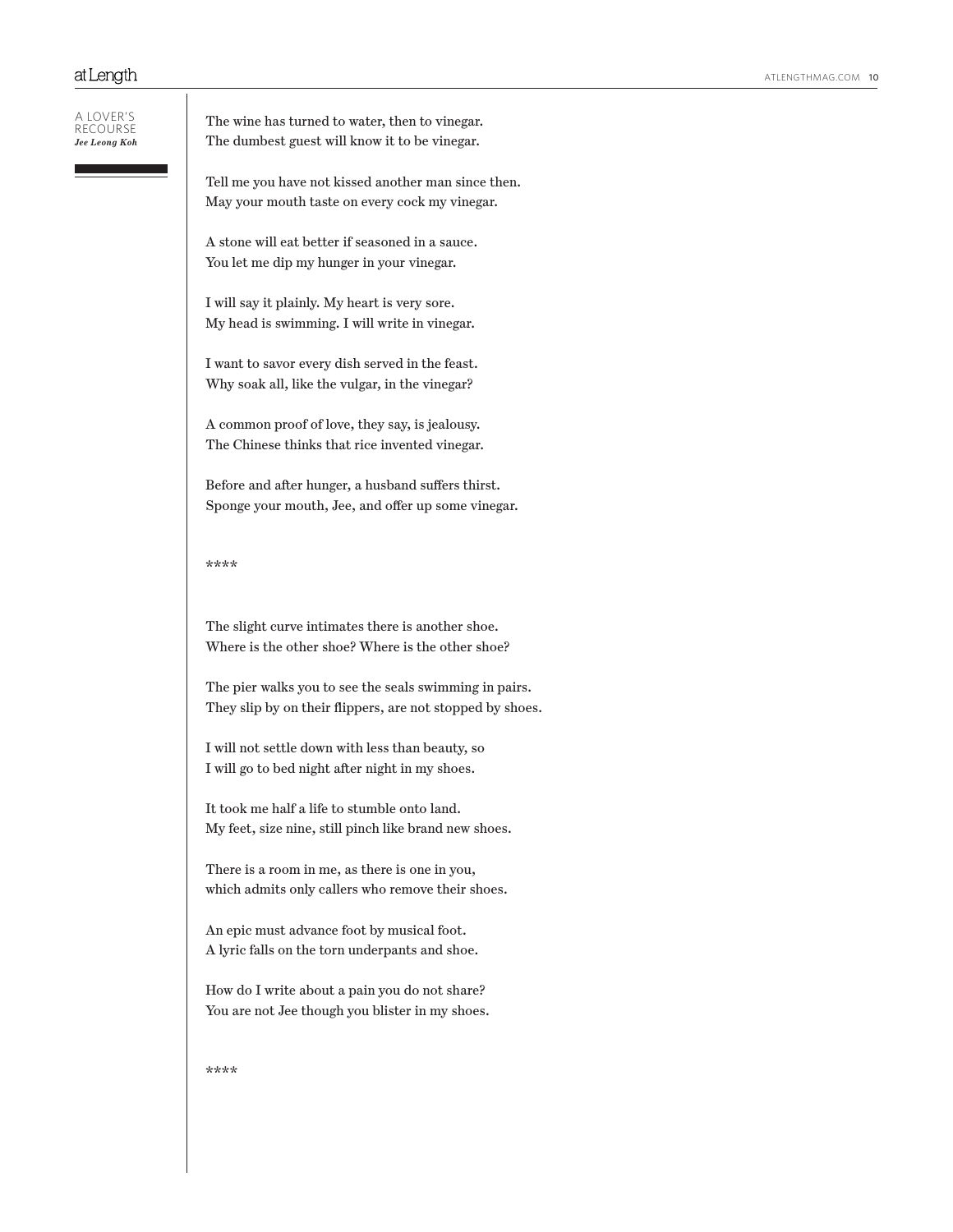A LOVER'S RECOURSE
*Jee Leong Koh*

The wine has turned to water, then to vinegar.
The dumbest guest will know it to be vinegar.

Tell me you have not kissed another man since then.
May your mouth taste on every cock my vinegar.

A stone will eat better if seasoned in a sauce.
You let me dip my hunger in your vinegar.

I will say it plainly. My heart is very sore.
My head is swimming. I will write in vinegar.

I want to savor every dish served in the feast.
Why soak all, like the vulgar, in the vinegar?

A common proof of love, they say, is jealousy.
The Chinese thinks that rice invented vinegar.

Before and after hunger, a husband suffers thirst.
Sponge your mouth, Jee, and offer up some vinegar.

****

The slight curve intimates there is another shoe.
Where is the other shoe? Where is the other shoe?

The pier walks you to see the seals swimming in pairs.
They slip by on their flippers, are not stopped by shoes.

I will not settle down with less than beauty, so
I will go to bed night after night in my shoes.

It took me half a life to stumble onto land.
My feet, size nine, still pinch like brand new shoes.

There is a room in me, as there is one in you,
which admits only callers who remove their shoes.

An epic must advance foot by musical foot.
A lyric falls on the torn underpants and shoe.

How do I write about a pain you do not share?
You are not Jee though you blister in my shoes.

****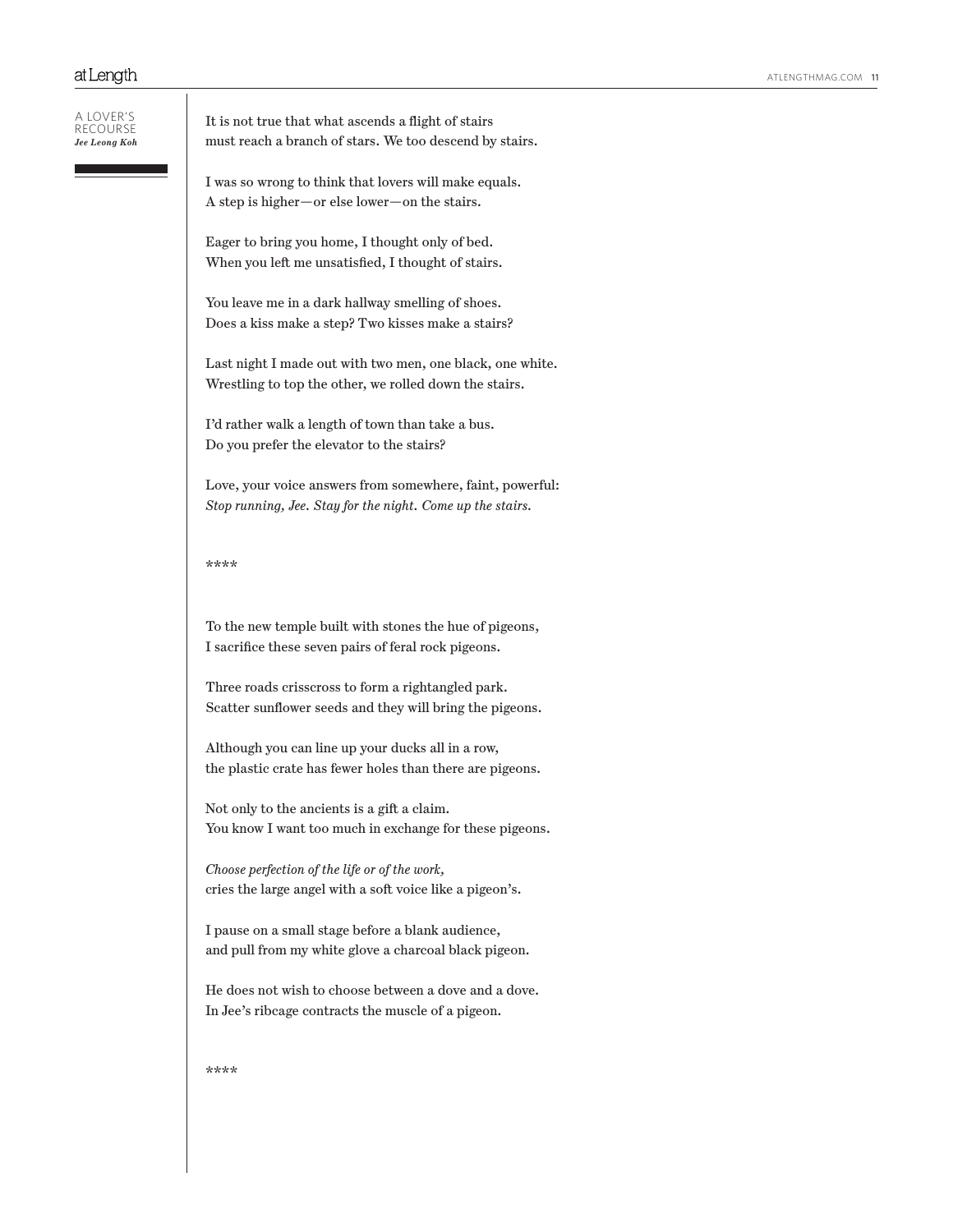A LOVER'S RECOURSE

***Jee Leong Koh***

It is not true that what ascends a flight of stairs  
must reach a branch of stars. We too descend by stairs.

I was so wrong to think that lovers will make equals.  
A step is higher—or else lower—on the stairs.

Eager to bring you home, I thought only of bed.  
When you left me unsatisfied, I thought of stairs.

You leave me in a dark hallway smelling of shoes.  
Does a kiss make a step? Two kisses make a stairs?

Last night I made out with two men, one black, one white.  
Wrestling to top the other, we rolled down the stairs.

I'd rather walk a length of town than take a bus.  
Do you prefer the elevator to the stairs?

Love, your voice answers from somewhere, faint, powerful:  
*Stop running, Jee. Stay for the night. Come up the stairs.*

\*\*\*\*

To the new temple built with stones the hue of pigeons,  
I sacrifice these seven pairs of feral rock pigeons.

Three roads crisscross to form a rightangled park.  
Scatter sunflower seeds and they will bring the pigeons.

Although you can line up your ducks all in a row,  
the plastic crate has fewer holes than there are pigeons.

Not only to the ancients is a gift a claim.  
You know I want too much in exchange for these pigeons.

*Choose perfection of the life or of the work,*  
cries the large angel with a soft voice like a pigeon's.

I pause on a small stage before a blank audience,  
and pull from my white glove a charcoal black pigeon.

He does not wish to choose between a dove and a dove.  
In Jee's ribcage contracts the muscle of a pigeon.

\*\*\*\*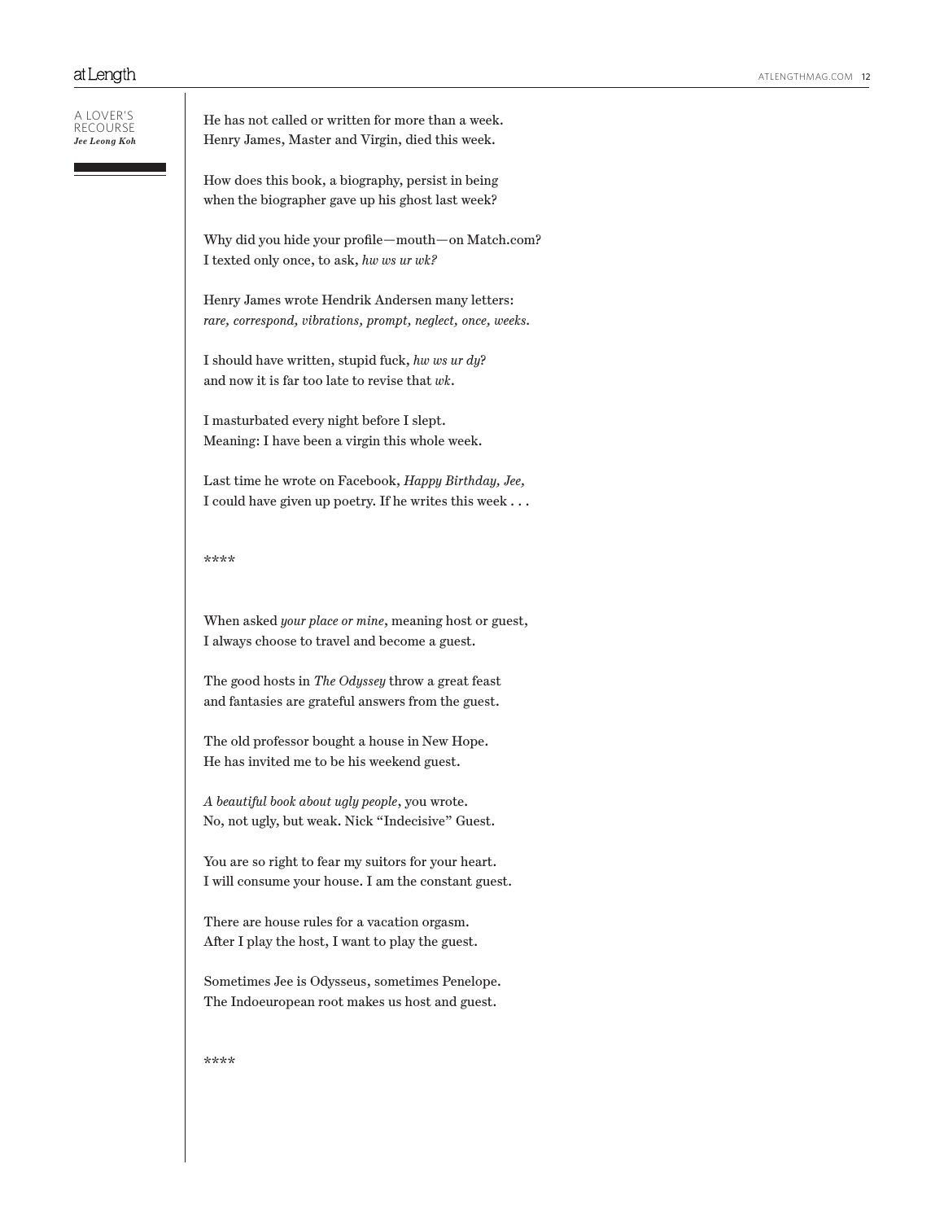A LOVER'S RECOURSE

***Jee Leong Koh***

He has not called or written for more than a week.
Henry James, Master and Virgin, died this week.

How does this book, a biography, persist in being
when the biographer gave up his ghost last week?

Why did you hide your profile—mouth—on Match.com?
I texted only once, to ask, *hw ws ur wk?*

Henry James wrote Hendrik Andersen many letters:
*rare, correspond, vibrations, prompt, neglect, once, weeks.*

I should have written, stupid fuck, *hw ws ur dy?*
and now it is far too late to revise that *wk*.

I masturbated every night before I slept.
Meaning: I have been a virgin this whole week.

Last time he wrote on Facebook, *Happy Birthday, Jee,*
I could have given up poetry. If he writes this week . . .

****

When asked *your place or mine*, meaning host or guest,
I always choose to travel and become a guest.

The good hosts in *The Odyssey* throw a great feast
and fantasies are grateful answers from the guest.

The old professor bought a house in New Hope.
He has invited me to be his weekend guest.

*A beautiful book about ugly people*, you wrote.
No, not ugly, but weak. Nick "Indecisive" Guest.

You are so right to fear my suitors for your heart.
I will consume your house. I am the constant guest.

There are house rules for a vacation orgasm.
After I play the host, I want to play the guest.

Sometimes Jee is Odysseus, sometimes Penelope.
The Indoeuropean root makes us host and guest.

****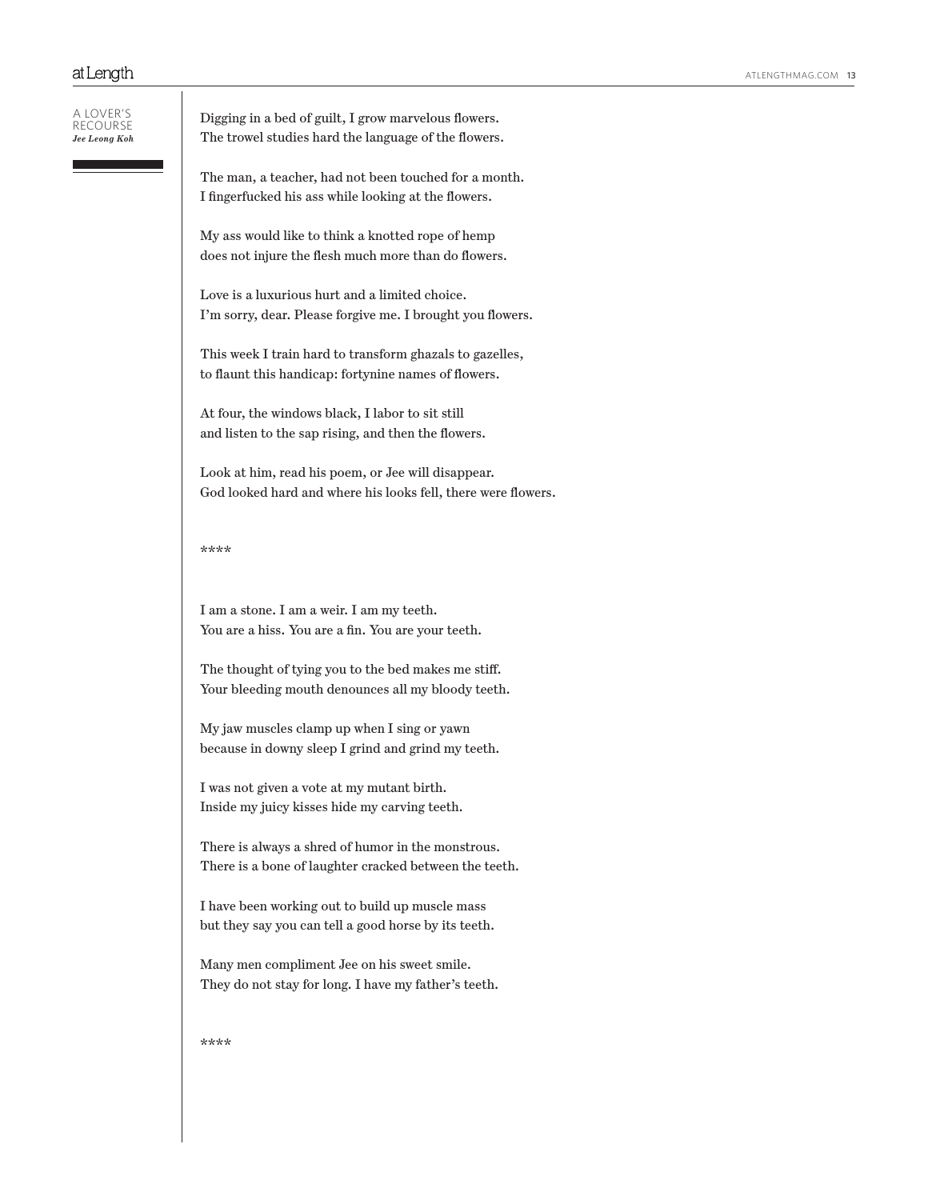A LOVER'S RECOURSE
*Jee Leong Koh*

Digging in a bed of guilt, I grow marvelous flowers.
The trowel studies hard the language of the flowers.

The man, a teacher, had not been touched for a month.
I fingerfucked his ass while looking at the flowers.

My ass would like to think a knotted rope of hemp
does not injure the flesh much more than do flowers.

Love is a luxurious hurt and a limited choice.
I'm sorry, dear. Please forgive me. I brought you flowers.

This week I train hard to transform ghazals to gazelles,
to flaunt this handicap: fortynine names of flowers.

At four, the windows black, I labor to sit still
and listen to the sap rising, and then the flowers.

Look at him, read his poem, or Jee will disappear.
God looked hard and where his looks fell, there were flowers.

****

I am a stone. I am a weir. I am my teeth.
You are a hiss. You are a fin. You are your teeth.

The thought of tying you to the bed makes me stiff.
Your bleeding mouth denounces all my bloody teeth.

My jaw muscles clamp up when I sing or yawn
because in downy sleep I grind and grind my teeth.

I was not given a vote at my mutant birth.
Inside my juicy kisses hide my carving teeth.

There is always a shred of humor in the monstrous.
There is a bone of laughter cracked between the teeth.

I have been working out to build up muscle mass
but they say you can tell a good horse by its teeth.

Many men compliment Jee on his sweet smile.
They do not stay for long. I have my father's teeth.

****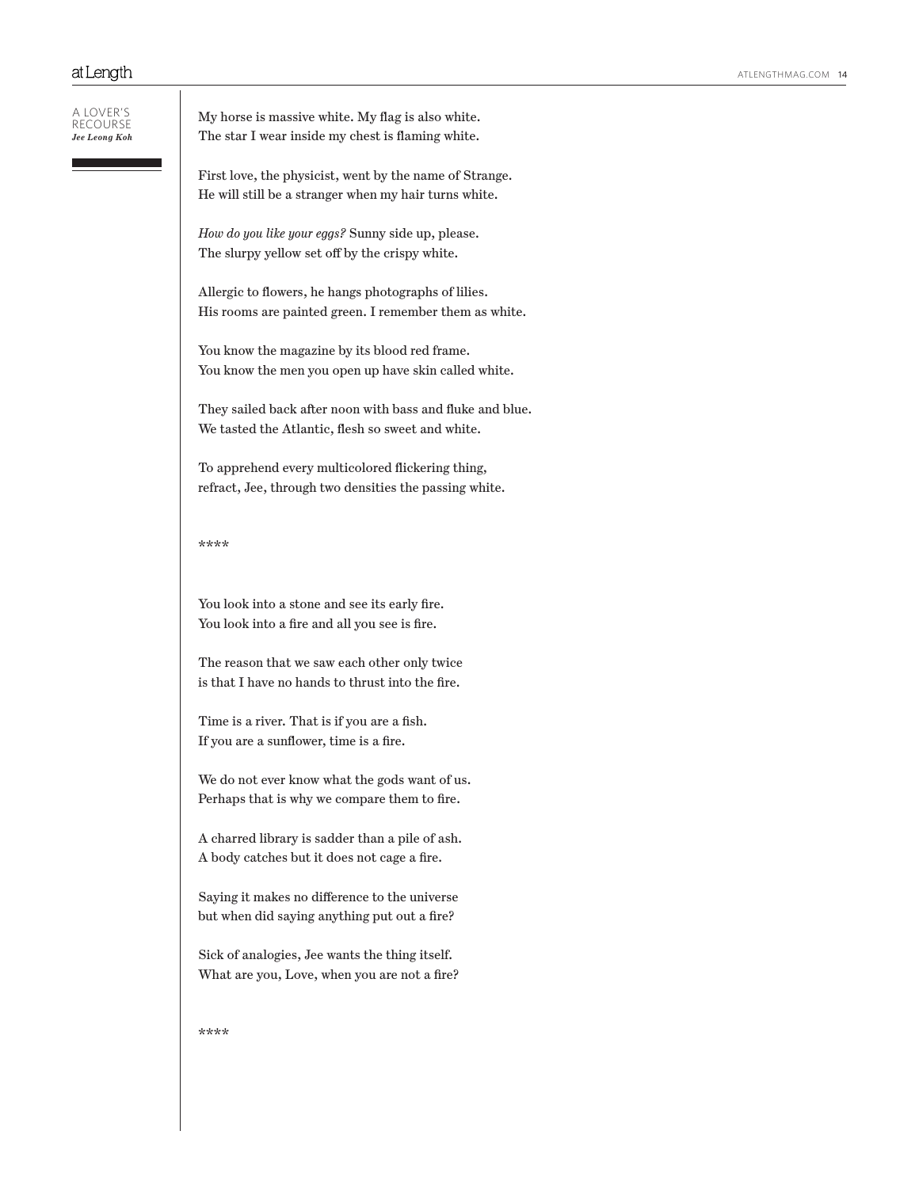A LOVER'S RECOURSE
***Jee Leong Koh***

My horse is massive white. My flag is also white.
The star I wear inside my chest is flaming white.

First love, the physicist, went by the name of Strange.
He will still be a stranger when my hair turns white.

*How do you like your eggs?* Sunny side up, please.
The slurpy yellow set off by the crispy white.

Allergic to flowers, he hangs photographs of lilies.
His rooms are painted green. I remember them as white.

You know the magazine by its blood red frame.
You know the men you open up have skin called white.

They sailed back after noon with bass and fluke and blue.
We tasted the Atlantic, flesh so sweet and white.

To apprehend every multicolored flickering thing,
refract, Jee, through two densities the passing white.

****

You look into a stone and see its early fire.
You look into a fire and all you see is fire.

The reason that we saw each other only twice
is that I have no hands to thrust into the fire.

Time is a river. That is if you are a fish.
If you are a sunflower, time is a fire.

We do not ever know what the gods want of us.
Perhaps that is why we compare them to fire.

A charred library is sadder than a pile of ash.
A body catches but it does not cage a fire.

Saying it makes no difference to the universe
but when did saying anything put out a fire?

Sick of analogies, Jee wants the thing itself.
What are you, Love, when you are not a fire?

****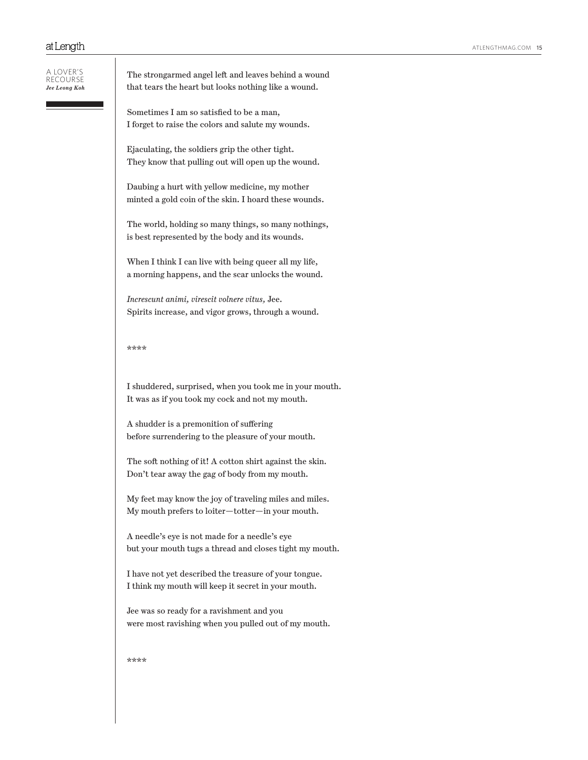A LOVER'S RECOURSE

***Jee Leong Koh***

The strongarmed angel left and leaves behind a wound
that tears the heart but looks nothing like a wound.

Sometimes I am so satisfied to be a man,
I forget to raise the colors and salute my wounds.

Ejaculating, the soldiers grip the other tight.
They know that pulling out will open up the wound.

Daubing a hurt with yellow medicine, my mother
minted a gold coin of the skin. I hoard these wounds.

The world, holding so many things, so many nothings,
is best represented by the body and its wounds.

When I think I can live with being queer all my life,
a morning happens, and the scar unlocks the wound.

*Increscunt animi, virescit volnere vitus,* Jee.
Spirits increase, and vigor grows, through a wound.

****

I shuddered, surprised, when you took me in your mouth.
It was as if you took my cock and not my mouth.

A shudder is a premonition of suffering
before surrendering to the pleasure of your mouth.

The soft nothing of it! A cotton shirt against the skin.
Don't tear away the gag of body from my mouth.

My feet may know the joy of traveling miles and miles.
My mouth prefers to loiter—totter—in your mouth.

A needle's eye is not made for a needle's eye
but your mouth tugs a thread and closes tight my mouth.

I have not yet described the treasure of your tongue.
I think my mouth will keep it secret in your mouth.

Jee was so ready for a ravishment and you
were most ravishing when you pulled out of my mouth.

****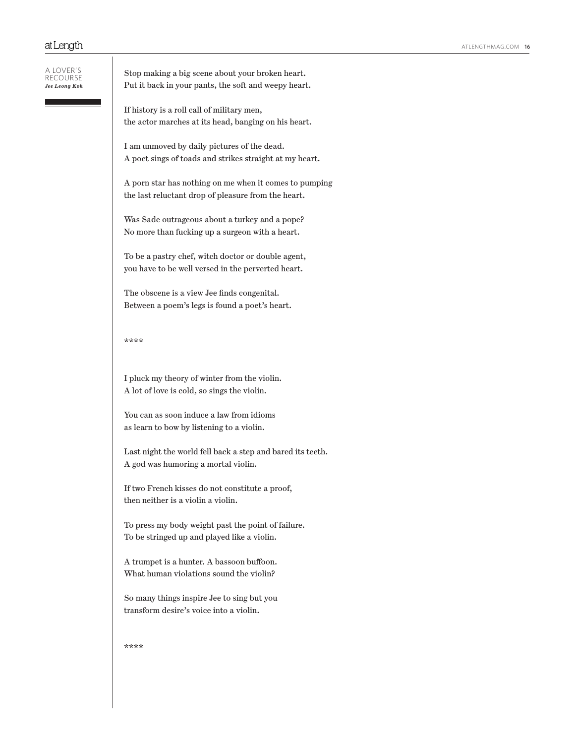A LOVER'S RECOURSE

***Jee Leong Koh***

Stop making a big scene about your broken heart.
Put it back in your pants, the soft and weepy heart.

If history is a roll call of military men,
the actor marches at its head, banging on his heart.

I am unmoved by daily pictures of the dead.
A poet sings of toads and strikes straight at my heart.

A porn star has nothing on me when it comes to pumping
the last reluctant drop of pleasure from the heart.

Was Sade outrageous about a turkey and a pope?
No more than fucking up a surgeon with a heart.

To be a pastry chef, witch doctor or double agent,
you have to be well versed in the perverted heart.

The obscene is a view Jee finds congenital.
Between a poem's legs is found a poet's heart.

****

I pluck my theory of winter from the violin.
A lot of love is cold, so sings the violin.

You can as soon induce a law from idioms
as learn to bow by listening to a violin.

Last night the world fell back a step and bared its teeth.
A god was humoring a mortal violin.

If two French kisses do not constitute a proof,
then neither is a violin a violin.

To press my body weight past the point of failure.
To be stringed up and played like a violin.

A trumpet is a hunter. A bassoon buffoon.
What human violations sound the violin?

So many things inspire Jee to sing but you
transform desire's voice into a violin.

****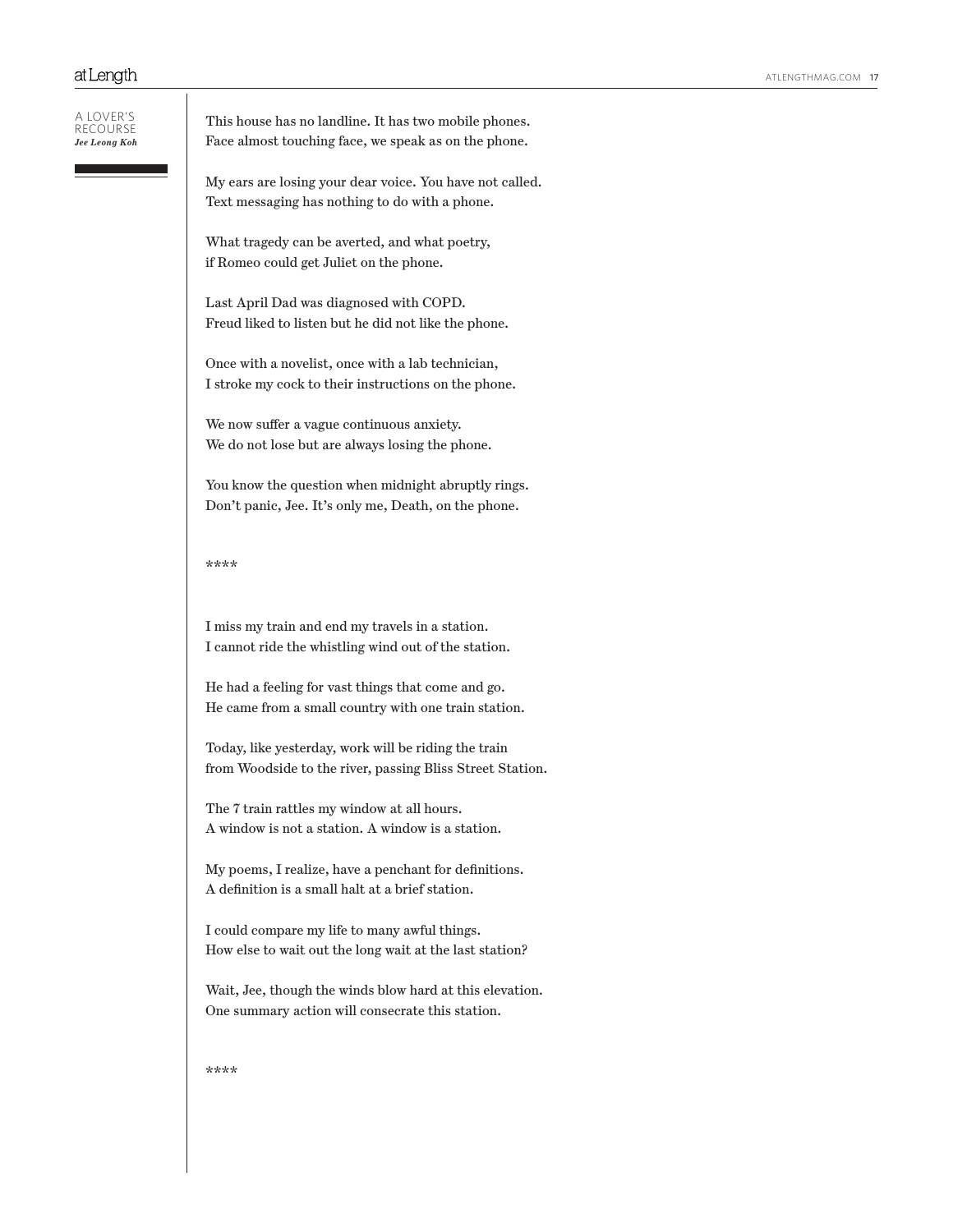A LOVER'S RECOURSE
*Jee Leong Koh*

This house has no landline. It has two mobile phones.
Face almost touching face, we speak as on the phone.

My ears are losing your dear voice. You have not called.
Text messaging has nothing to do with a phone.

What tragedy can be averted, and what poetry,
if Romeo could get Juliet on the phone.

Last April Dad was diagnosed with COPD.
Freud liked to listen but he did not like the phone.

Once with a novelist, once with a lab technician,
I stroke my cock to their instructions on the phone.

We now suffer a vague continuous anxiety.
We do not lose but are always losing the phone.

You know the question when midnight abruptly rings.
Don't panic, Jee. It's only me, Death, on the phone.

****

I miss my train and end my travels in a station.
I cannot ride the whistling wind out of the station.

He had a feeling for vast things that come and go.
He came from a small country with one train station.

Today, like yesterday, work will be riding the train
from Woodside to the river, passing Bliss Street Station.

The 7 train rattles my window at all hours.
A window is not a station. A window is a station.

My poems, I realize, have a penchant for definitions.
A definition is a small halt at a brief station.

I could compare my life to many awful things.
How else to wait out the long wait at the last station?

Wait, Jee, though the winds blow hard at this elevation.
One summary action will consecrate this station.

****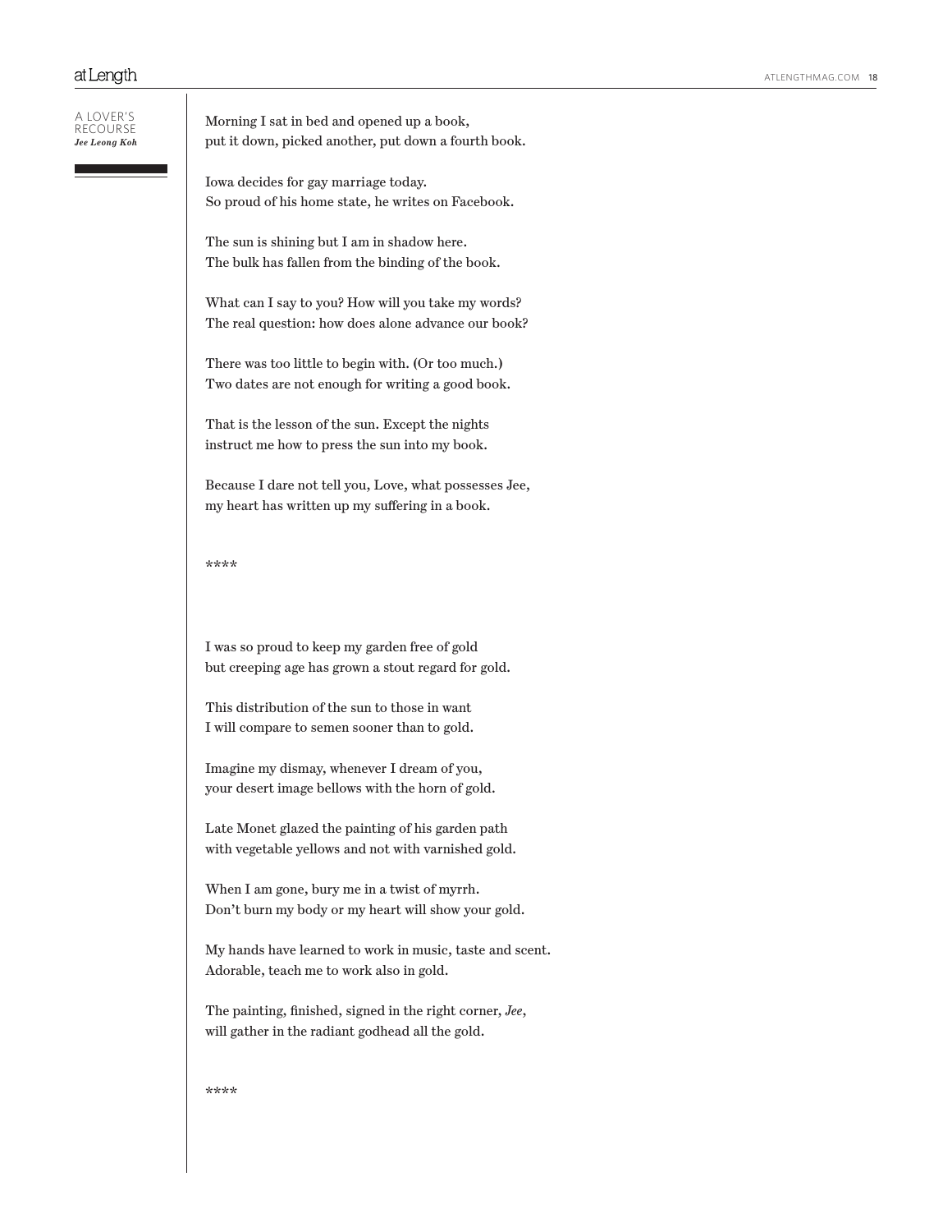A LOVER'S RECOURSE
***Jee Leong Koh***

Morning I sat in bed and opened up a book,
put it down, picked another, put down a fourth book.

Iowa decides for gay marriage today.
So proud of his home state, he writes on Facebook.

The sun is shining but I am in shadow here.
The bulk has fallen from the binding of the book.

What can I say to you? How will you take my words?
The real question: how does alone advance our book?

There was too little to begin with. (Or too much.)
Two dates are not enough for writing a good book.

That is the lesson of the sun. Except the nights
instruct me how to press the sun into my book.

Because I dare not tell you, Love, what possesses Jee,
my heart has written up my suffering in a book.

****

I was so proud to keep my garden free of gold
but creeping age has grown a stout regard for gold.

This distribution of the sun to those in want
I will compare to semen sooner than to gold.

Imagine my dismay, whenever I dream of you,
your desert image bellows with the horn of gold.

Late Monet glazed the painting of his garden path
with vegetable yellows and not with varnished gold.

When I am gone, bury me in a twist of myrrh.
Don't burn my body or my heart will show your gold.

My hands have learned to work in music, taste and scent.
Adorable, teach me to work also in gold.

The painting, finished, signed in the right corner, *Jee*,
will gather in the radiant godhead all the gold.

****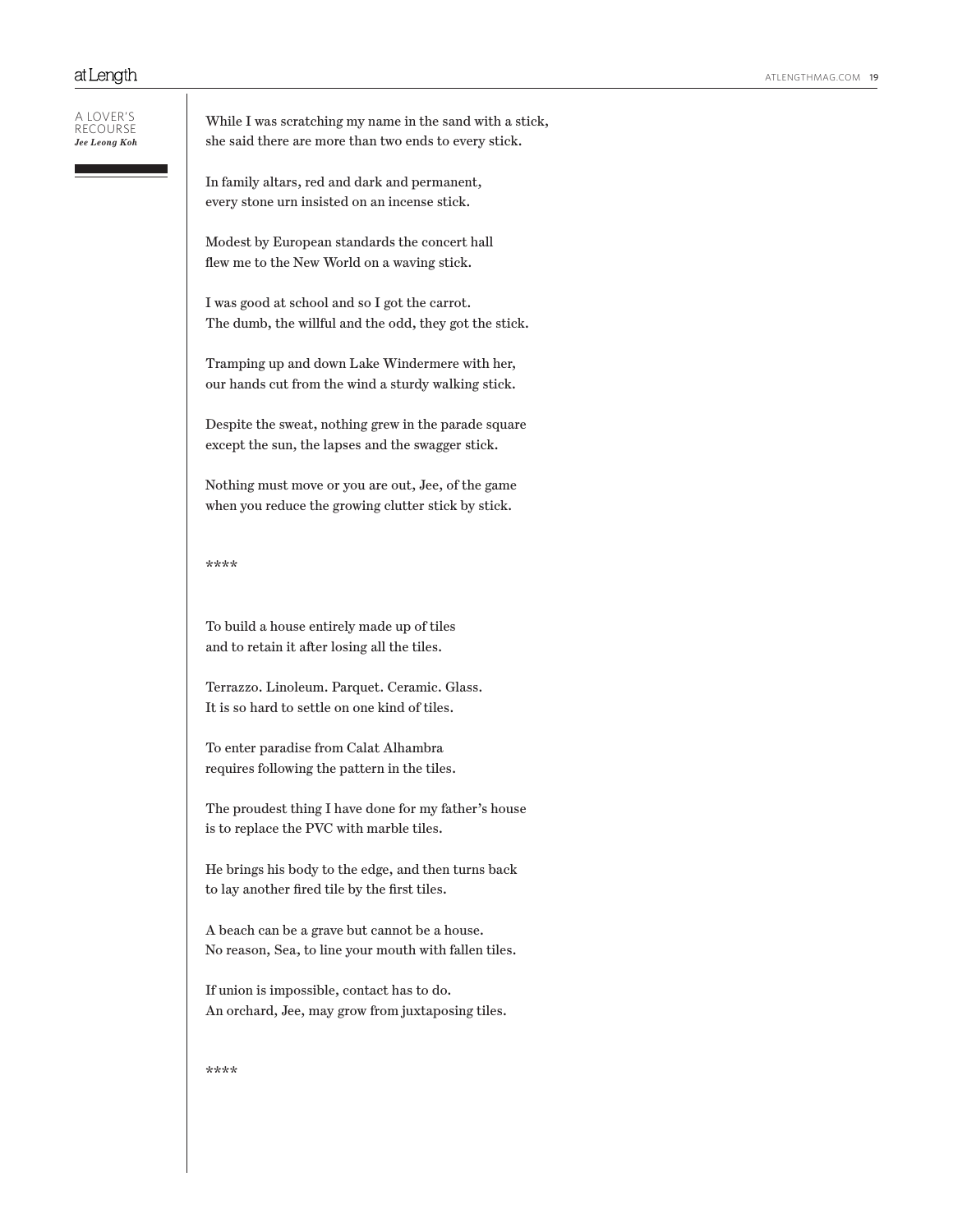A LOVER'S RECOURSE

***Jee Leong Koh***

While I was scratching my name in the sand with a stick,
she said there are more than two ends to every stick.

In family altars, red and dark and permanent,
every stone urn insisted on an incense stick.

Modest by European standards the concert hall
flew me to the New World on a waving stick.

I was good at school and so I got the carrot.
The dumb, the willful and the odd, they got the stick.

Tramping up and down Lake Windermere with her,
our hands cut from the wind a sturdy walking stick.

Despite the sweat, nothing grew in the parade square
except the sun, the lapses and the swagger stick.

Nothing must move or you are out, Jee, of the game
when you reduce the growing clutter stick by stick.

****

To build a house entirely made up of tiles
and to retain it after losing all the tiles.

Terrazzo. Linoleum. Parquet. Ceramic. Glass.
It is so hard to settle on one kind of tiles.

To enter paradise from Calat Alhambra
requires following the pattern in the tiles.

The proudest thing I have done for my father's house
is to replace the PVC with marble tiles.

He brings his body to the edge, and then turns back
to lay another fired tile by the first tiles.

A beach can be a grave but cannot be a house.
No reason, Sea, to line your mouth with fallen tiles.

If union is impossible, contact has to do.
An orchard, Jee, may grow from juxtaposing tiles.

****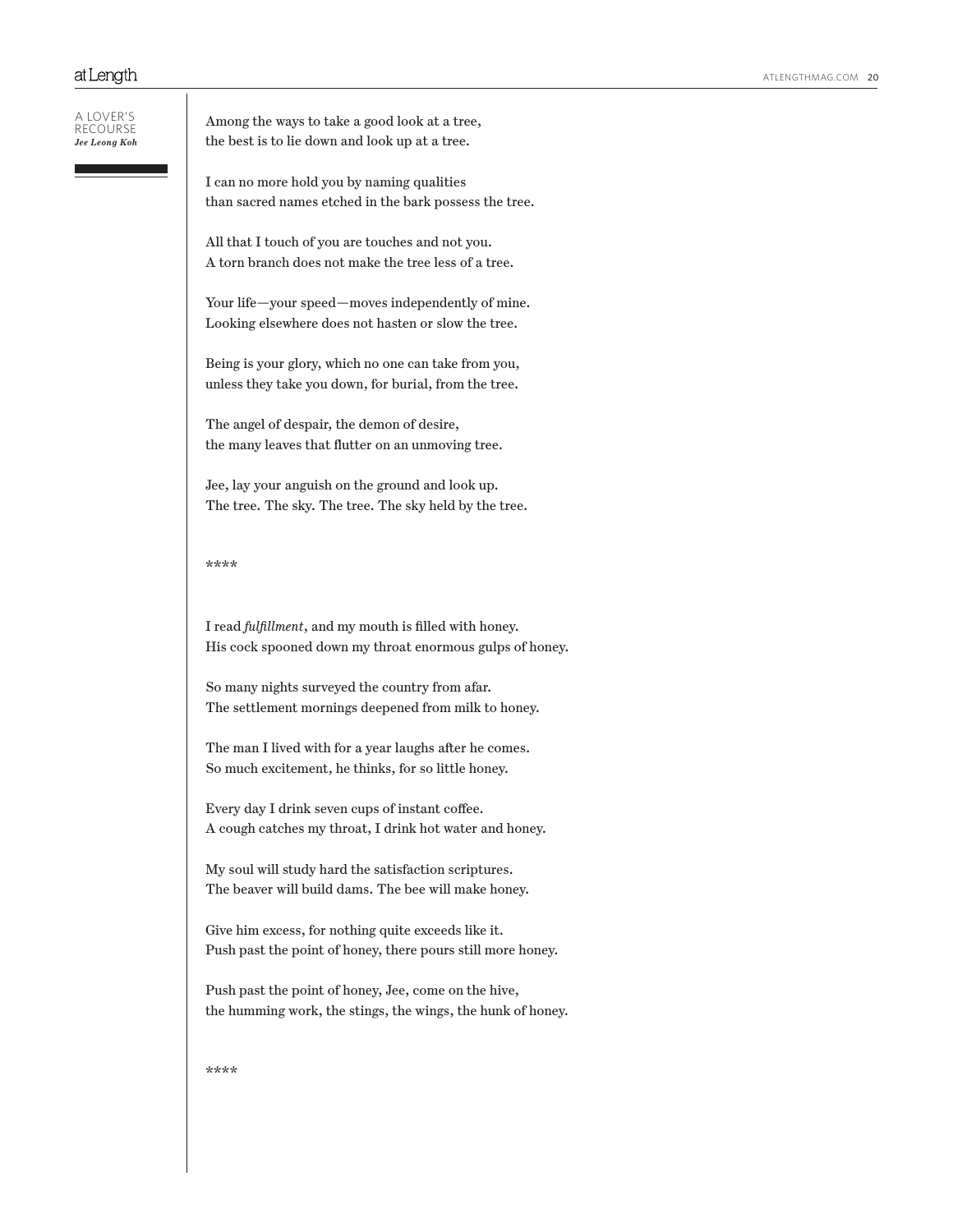A LOVER'S RECOURSE
***Jee Leong Koh***

Among the ways to take a good look at a tree,
the best is to lie down and look up at a tree.

I can no more hold you by naming qualities
than sacred names etched in the bark possess the tree.

All that I touch of you are touches and not you.
A torn branch does not make the tree less of a tree.

Your life—your speed—moves independently of mine.
Looking elsewhere does not hasten or slow the tree.

Being is your glory, which no one can take from you,
unless they take you down, for burial, from the tree.

The angel of despair, the demon of desire,
the many leaves that flutter on an unmoving tree.

Jee, lay your anguish on the ground and look up.
The tree. The sky. The tree. The sky held by the tree.

****

I read *fulfillment*, and my mouth is filled with honey.
His cock spooned down my throat enormous gulps of honey.

So many nights surveyed the country from afar.
The settlement mornings deepened from milk to honey.

The man I lived with for a year laughs after he comes.
So much excitement, he thinks, for so little honey.

Every day I drink seven cups of instant coffee.
A cough catches my throat, I drink hot water and honey.

My soul will study hard the satisfaction scriptures.
The beaver will build dams. The bee will make honey.

Give him excess, for nothing quite exceeds like it.
Push past the point of honey, there pours still more honey.

Push past the point of honey, Jee, come on the hive,
the humming work, the stings, the wings, the hunk of honey.

****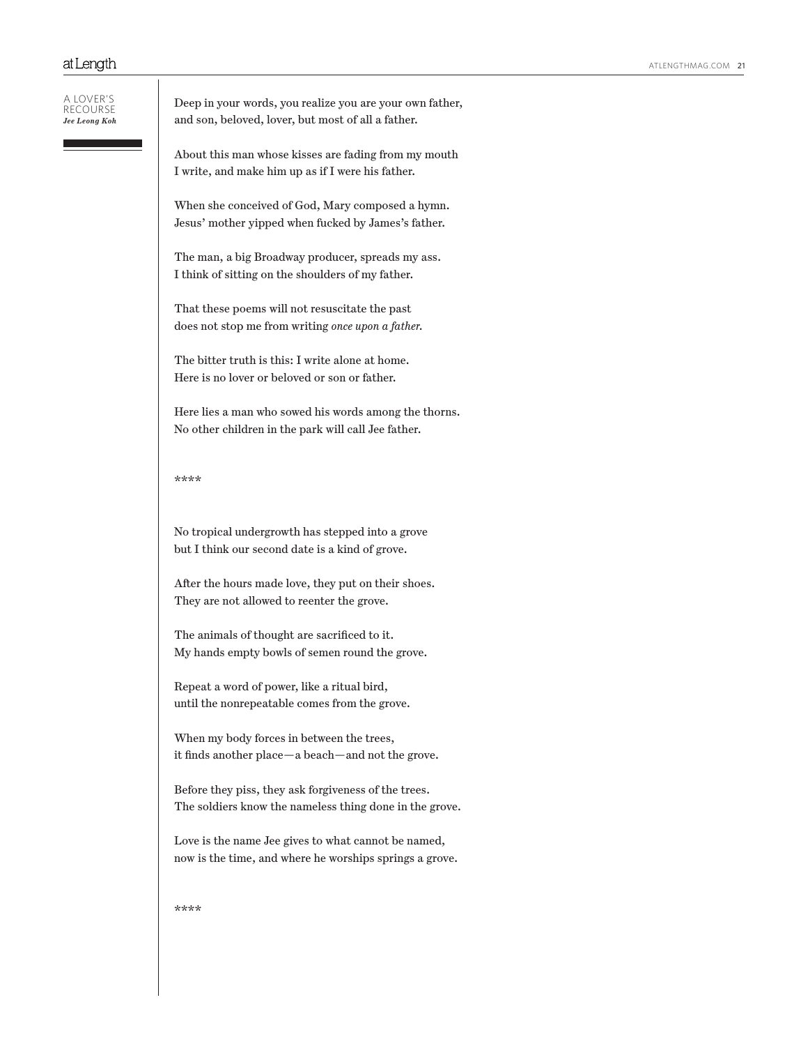Deep in your words, you realize you are your own father,
and son, beloved, lover, but most of all a father.

About this man whose kisses are fading from my mouth
I write, and make him up as if I were his father.

When she conceived of God, Mary composed a hymn.
Jesus' mother yipped when fucked by James's father.

The man, a big Broadway producer, spreads my ass.
I think of sitting on the shoulders of my father.

That these poems will not resuscitate the past
does not stop me from writing *once upon a father.*

The bitter truth is this: I write alone at home.
Here is no lover or beloved or son or father.

Here lies a man who sowed his words among the thorns.
No other children in the park will call Jee father.

****

No tropical undergrowth has stepped into a grove
but I think our second date is a kind of grove.

After the hours made love, they put on their shoes.
They are not allowed to reenter the grove.

The animals of thought are sacrificed to it.
My hands empty bowls of semen round the grove.

Repeat a word of power, like a ritual bird,
until the nonrepeatable comes from the grove.

When my body forces in between the trees,
it finds another place—a beach—and not the grove.

Before they piss, they ask forgiveness of the trees.
The soldiers know the nameless thing done in the grove.

Love is the name Jee gives to what cannot be named,
now is the time, and where he worships springs a grove.

****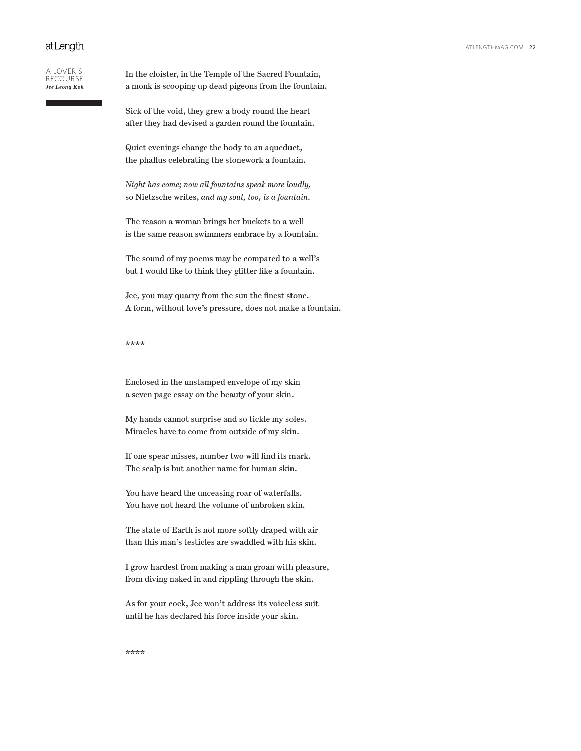A LOVER'S RECOURSE
*Jee Leong Koh*

In the cloister, in the Temple of the Sacred Fountain,
a monk is scooping up dead pigeons from the fountain.

Sick of the void, they grew a body round the heart
after they had devised a garden round the fountain.

Quiet evenings change the body to an aqueduct,
the phallus celebrating the stonework a fountain.

*Night has come; now all fountains speak more loudly,*
so Nietzsche writes, *and my soul, too, is a fountain.*

The reason a woman brings her buckets to a well
is the same reason swimmers embrace by a fountain.

The sound of my poems may be compared to a well's
but I would like to think they glitter like a fountain.

Jee, you may quarry from the sun the finest stone.
A form, without love's pressure, does not make a fountain.

****

Enclosed in the unstamped envelope of my skin
a seven page essay on the beauty of your skin.

My hands cannot surprise and so tickle my soles.
Miracles have to come from outside of my skin.

If one spear misses, number two will find its mark.
The scalp is but another name for human skin.

You have heard the unceasing roar of waterfalls.
You have not heard the volume of unbroken skin.

The state of Earth is not more softly draped with air
than this man's testicles are swaddled with his skin.

I grow hardest from making a man groan with pleasure,
from diving naked in and rippling through the skin.

As for your cock, Jee won't address its voiceless suit
until he has declared his force inside your skin.

****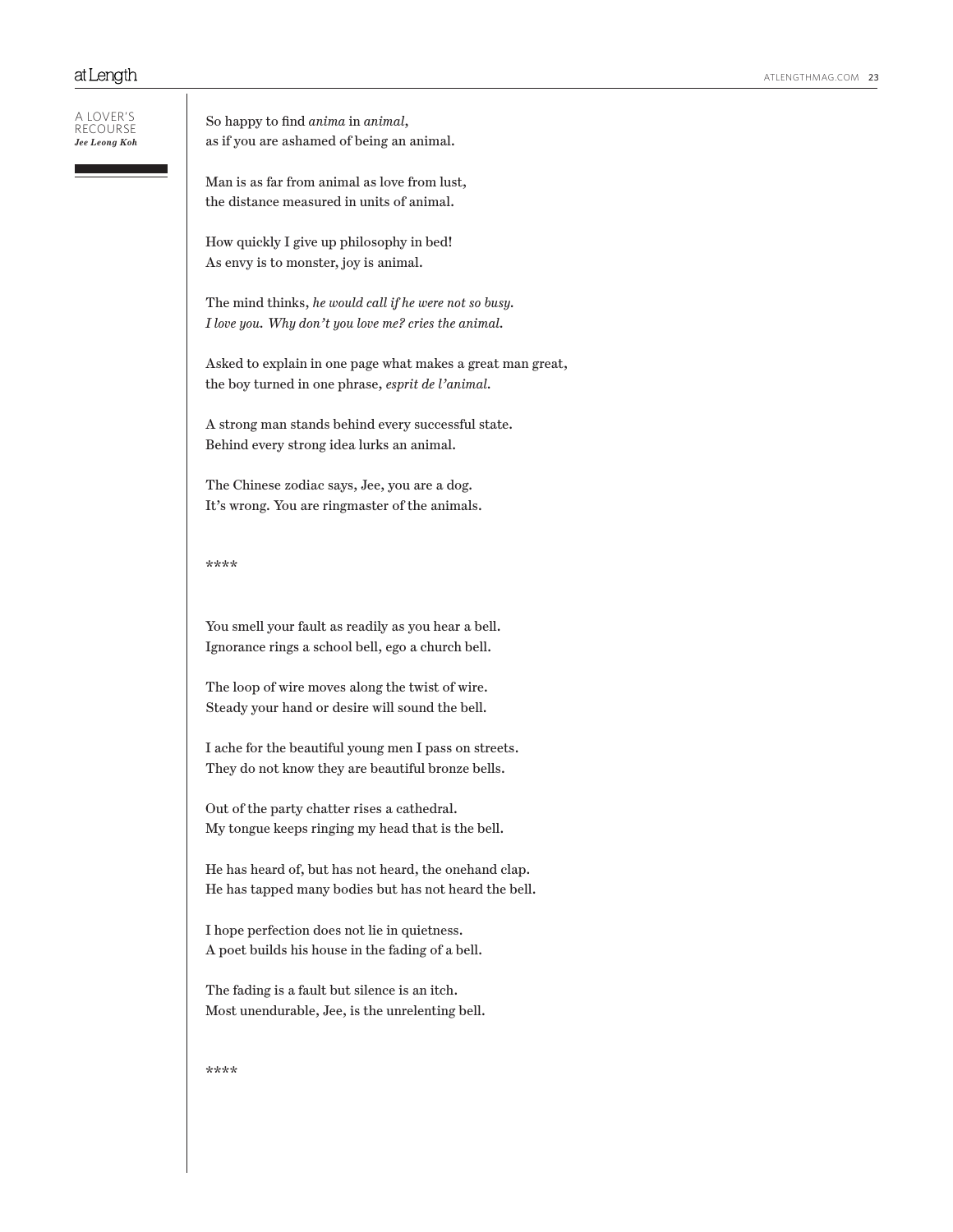A LOVER'S RECOURSE
***Jee Leong Koh***

So happy to find *anima* in *animal*,
as if you are ashamed of being an animal.

Man is as far from animal as love from lust,
the distance measured in units of animal.

How quickly I give up philosophy in bed!
As envy is to monster, joy is animal.

The mind thinks, *he would call if he were not so busy.*
*I love you. Why don't you love me? cries the animal.*

Asked to explain in one page what makes a great man great,
the boy turned in one phrase, *esprit de l'animal.*

A strong man stands behind every successful state.
Behind every strong idea lurks an animal.

The Chinese zodiac says, Jee, you are a dog.
It's wrong. You are ringmaster of the animals.

****

You smell your fault as readily as you hear a bell.
Ignorance rings a school bell, ego a church bell.

The loop of wire moves along the twist of wire.
Steady your hand or desire will sound the bell.

I ache for the beautiful young men I pass on streets.
They do not know they are beautiful bronze bells.

Out of the party chatter rises a cathedral.
My tongue keeps ringing my head that is the bell.

He has heard of, but has not heard, the onehand clap.
He has tapped many bodies but has not heard the bell.

I hope perfection does not lie in quietness.
A poet builds his house in the fading of a bell.

The fading is a fault but silence is an itch.
Most unendurable, Jee, is the unrelenting bell.

****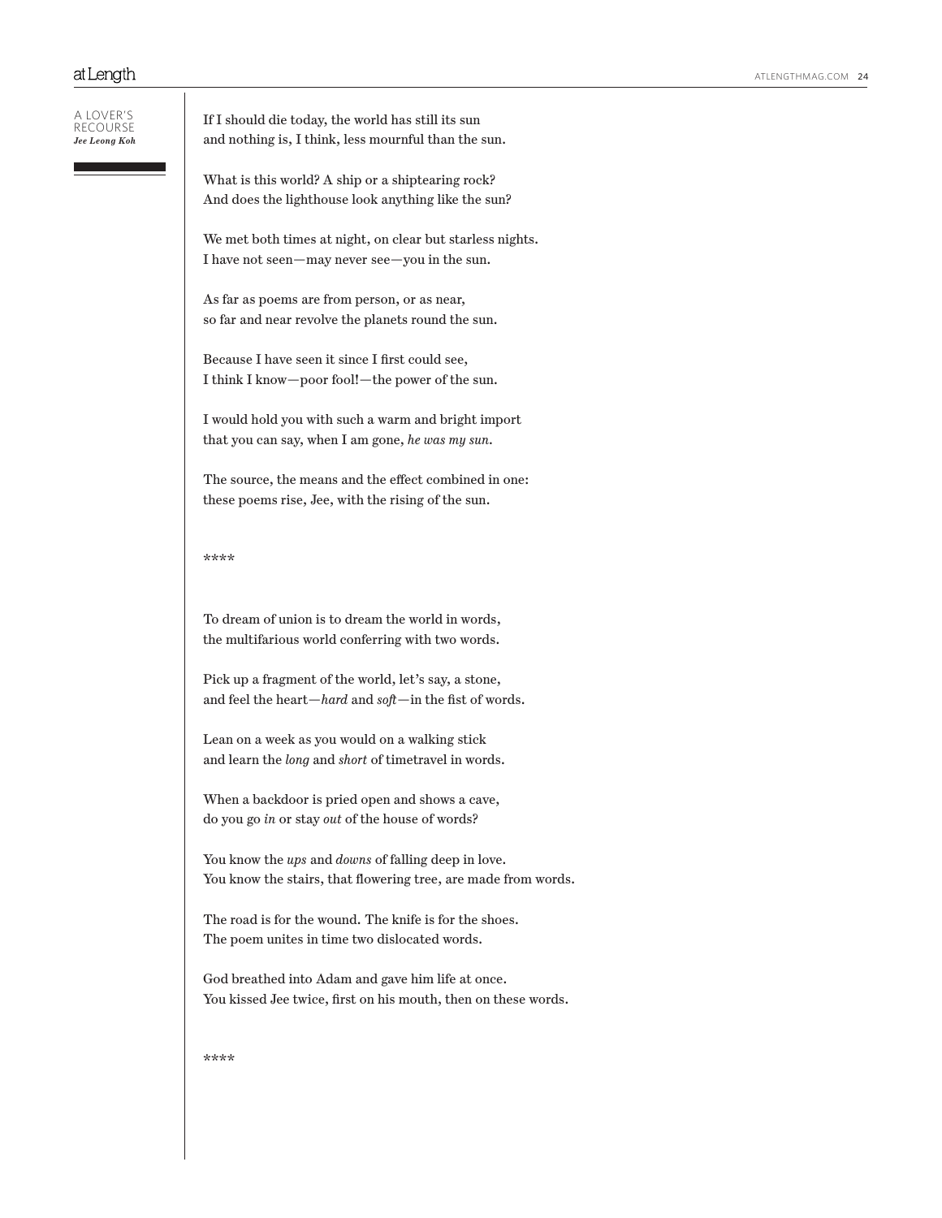A LOVER'S RECOURSE
*Jee Leong Koh*

If I should die today, the world has still its sun
and nothing is, I think, less mournful than the sun.

What is this world? A ship or a shiptearing rock?
And does the lighthouse look anything like the sun?

We met both times at night, on clear but starless nights.
I have not seen—may never see—you in the sun.

As far as poems are from person, or as near,
so far and near revolve the planets round the sun.

Because I have seen it since I first could see,
I think I know—poor fool!—the power of the sun.

I would hold you with such a warm and bright import
that you can say, when I am gone, *he was my sun.*

The source, the means and the effect combined in one:
these poems rise, Jee, with the rising of the sun.

****

To dream of union is to dream the world in words,
the multifarious world conferring with two words.

Pick up a fragment of the world, let's say, a stone,
and feel the heart—*hard* and *soft*—in the fist of words.

Lean on a week as you would on a walking stick
and learn the *long* and *short* of timetravel in words.

When a backdoor is pried open and shows a cave,
do you go *in* or stay *out* of the house of words?

You know the *ups* and *downs* of falling deep in love.
You know the stairs, that flowering tree, are made from words.

The road is for the wound. The knife is for the shoes.
The poem unites in time two dislocated words.

God breathed into Adam and gave him life at once.
You kissed Jee twice, first on his mouth, then on these words.

****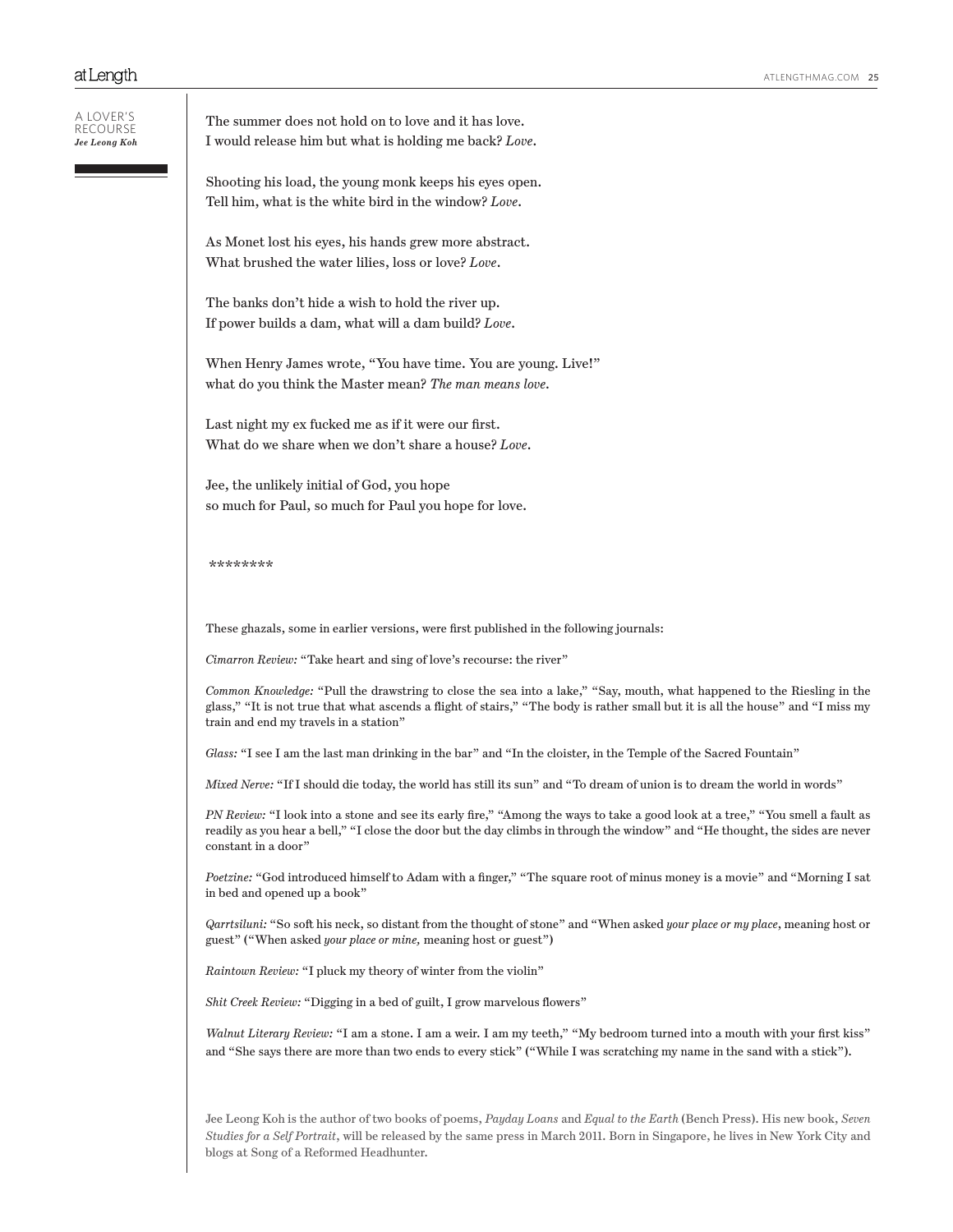A LOVER'S RECOURSE
***Jee Leong Koh***

The summer does not hold on to love and it has love.
I would release him but what is holding me back? *Love*.

Shooting his load, the young monk keeps his eyes open.
Tell him, what is the white bird in the window? *Love*.

As Monet lost his eyes, his hands grew more abstract.
What brushed the water lilies, loss or love? *Love*.

The banks don't hide a wish to hold the river up.
If power builds a dam, what will a dam build? *Love*.

When Henry James wrote, "You have time. You are young. Live!"
what do you think the Master mean? *The man means love*.

Last night my ex fucked me as if it were our first.
What do we share when we don't share a house? *Love*.

Jee, the unlikely initial of God, you hope
so much for Paul, so much for Paul you hope for love.

********

These ghazals, some in earlier versions, were first published in the following journals:

*Cimarron Review:* "Take heart and sing of love's recourse: the river"

*Common Knowledge:* "Pull the drawstring to close the sea into a lake," "Say, mouth, what happened to the Riesling in the glass," "It is not true that what ascends a flight of stairs," "The body is rather small but it is all the house" and "I miss my train and end my travels in a station"

*Glass:* "I see I am the last man drinking in the bar" and "In the cloister, in the Temple of the Sacred Fountain"

*Mixed Nerve:* "If I should die today, the world has still its sun" and "To dream of union is to dream the world in words"

*PN Review:* "I look into a stone and see its early fire," "Among the ways to take a good look at a tree," "You smell a fault as readily as you hear a bell," "I close the door but the day climbs in through the window" and "He thought, the sides are never constant in a door"

*Poetzine:* "God introduced himself to Adam with a finger," "The square root of minus money is a movie" and "Morning I sat in bed and opened up a book"

*Qarrtsiluni:* "So soft his neck, so distant from the thought of stone" and "When asked *your place or my place*, meaning host or guest" ("When asked *your place or mine,* meaning host or guest")

*Raintown Review:* "I pluck my theory of winter from the violin"

*Shit Creek Review:* "Digging in a bed of guilt, I grow marvelous flowers"

*Walnut Literary Review:* "I am a stone. I am a weir. I am my teeth," "My bedroom turned into a mouth with your first kiss" and "She says there are more than two ends to every stick" ("While I was scratching my name in the sand with a stick").

Jee Leong Koh is the author of two books of poems, *Payday Loans* and *Equal to the Earth* (Bench Press). His new book, *Seven Studies for a Self Portrait*, will be released by the same press in March 2011. Born in Singapore, he lives in New York City and blogs at Song of a Reformed Headhunter.